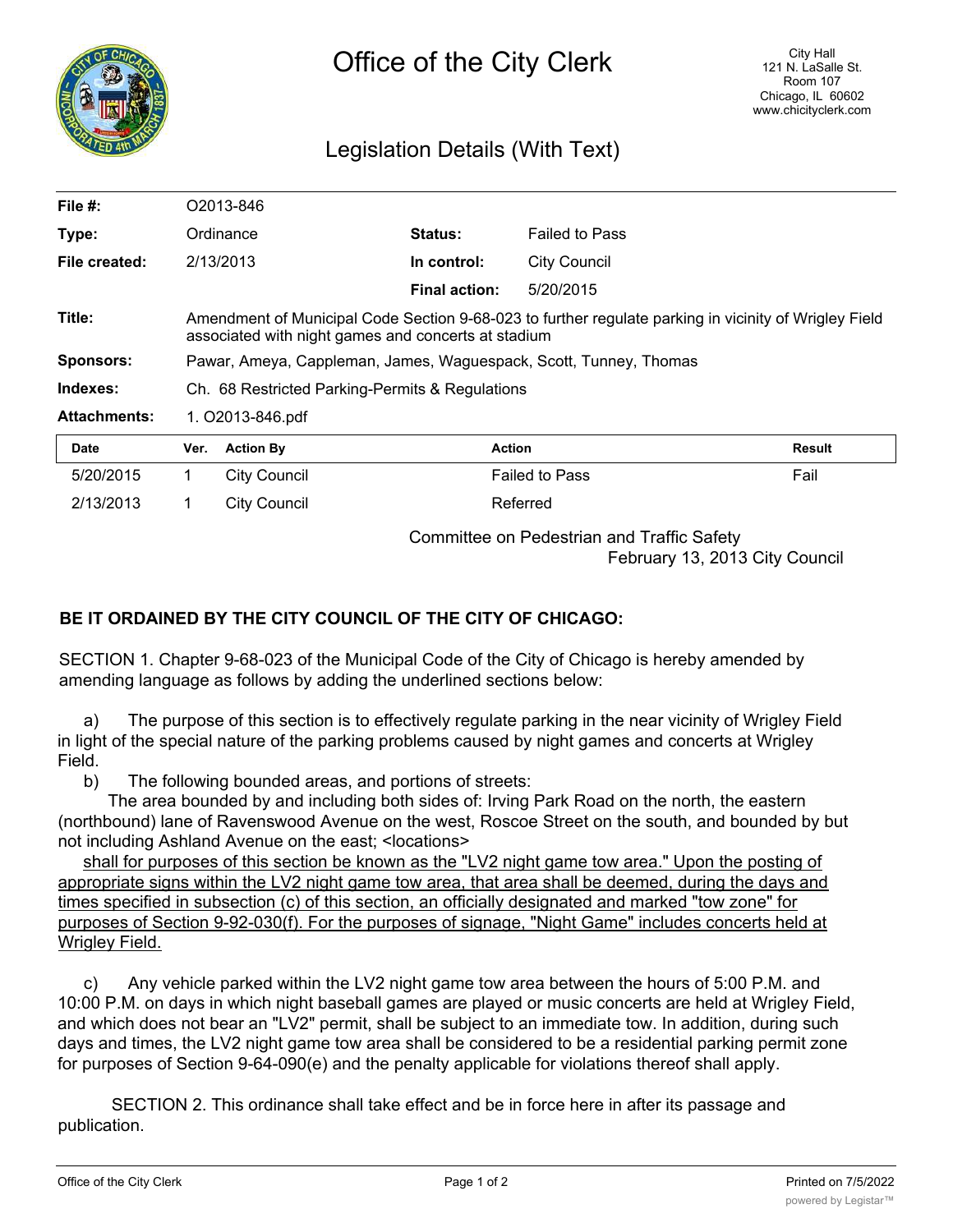# Office of the City Clerk

City Hall
121 N. LaSalle St.
Room 107
Chicago, IL 60602
www.chicityclerk.com

## Legislation Details (With Text)

| | | | |
|---|---|---|---|
| **File #:** | O2013-846 | | |
| **Type:** | Ordinance | **Status:** | Failed to Pass |
| **File created:** | 2/13/2013 | **In control:** | City Council |
| | | **Final action:** | 5/20/2015 |
| **Title:** | Amendment of Municipal Code Section 9-68-023 to further regulate parking in vicinity of Wrigley Field associated with night games and concerts at stadium | | |
| **Sponsors:** | Pawar, Ameya, Cappleman, James, Waguespack, Scott, Tunney, Thomas | | |
| **Indexes:** | Ch. 68 Restricted Parking-Permits & Regulations | | |
| **Attachments:** | 1. O2013-846.pdf | | |

| Date | Ver. | Action By | Action | Result |
|---|---|---|---|---|
| 5/20/2015 | 1 | City Council | Failed to Pass | Fail |
| 2/13/2013 | 1 | City Council | Referred | |

Committee on Pedestrian and Traffic Safety
February 13, 2013 City Council

**BE IT ORDAINED BY THE CITY COUNCIL OF THE CITY OF CHICAGO:**

SECTION 1. Chapter 9-68-023 of the Municipal Code of the City of Chicago is hereby amended by amending language as follows by adding the underlined sections below:

a) The purpose of this section is to effectively regulate parking in the near vicinity of Wrigley Field in light of the special nature of the parking problems caused by night games and concerts at Wrigley Field.

b) The following bounded areas, and portions of streets:
The area bounded by and including both sides of: Irving Park Road on the north, the eastern (northbound) lane of Ravenswood Avenue on the west, Roscoe Street on the south, and bounded by but not including Ashland Avenue on the east; <locations>
<u>shall for purposes of this section be known as the "LV2 night game tow area." Upon the posting of appropriate signs within the LV2 night game tow area, that area shall be deemed, during the days and times specified in subsection (c) of this section, an officially designated and marked "tow zone" for purposes of Section 9-92-030(f). For the purposes of signage, "Night Game" includes concerts held at Wrigley Field.</u>

c) Any vehicle parked within the LV2 night game tow area between the hours of 5:00 P.M. and 10:00 P.M. on days in which night baseball games are played or music concerts are held at Wrigley Field, and which does not bear an "LV2" permit, shall be subject to an immediate tow. In addition, during such days and times, the LV2 night game tow area shall be considered to be a residential parking permit zone for purposes of Section 9-64-090(e) and the penalty applicable for violations thereof shall apply.

SECTION 2. This ordinance shall take effect and be in force here in after its passage and publication.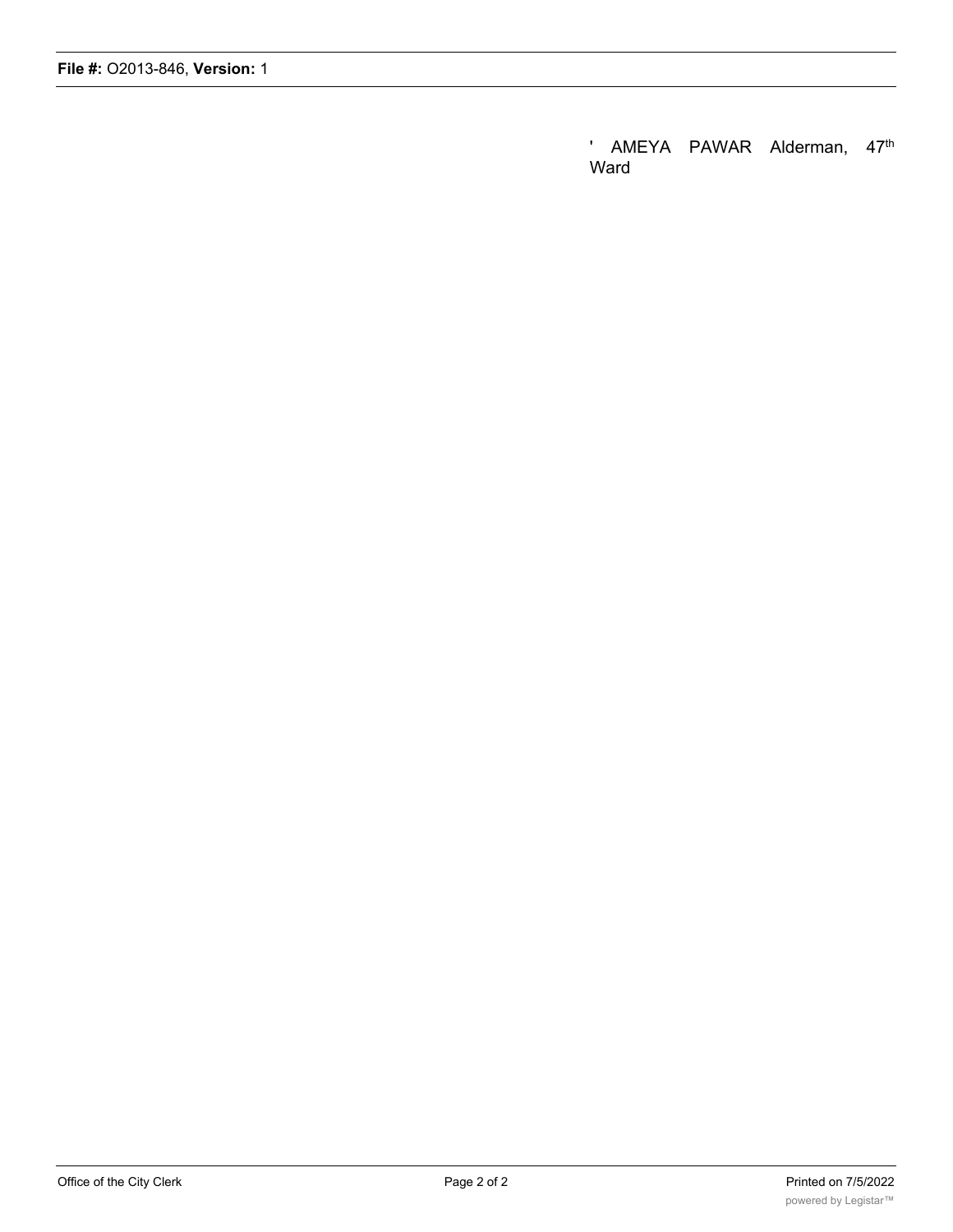' AMEYA PAWAR Alderman, 47th Ward